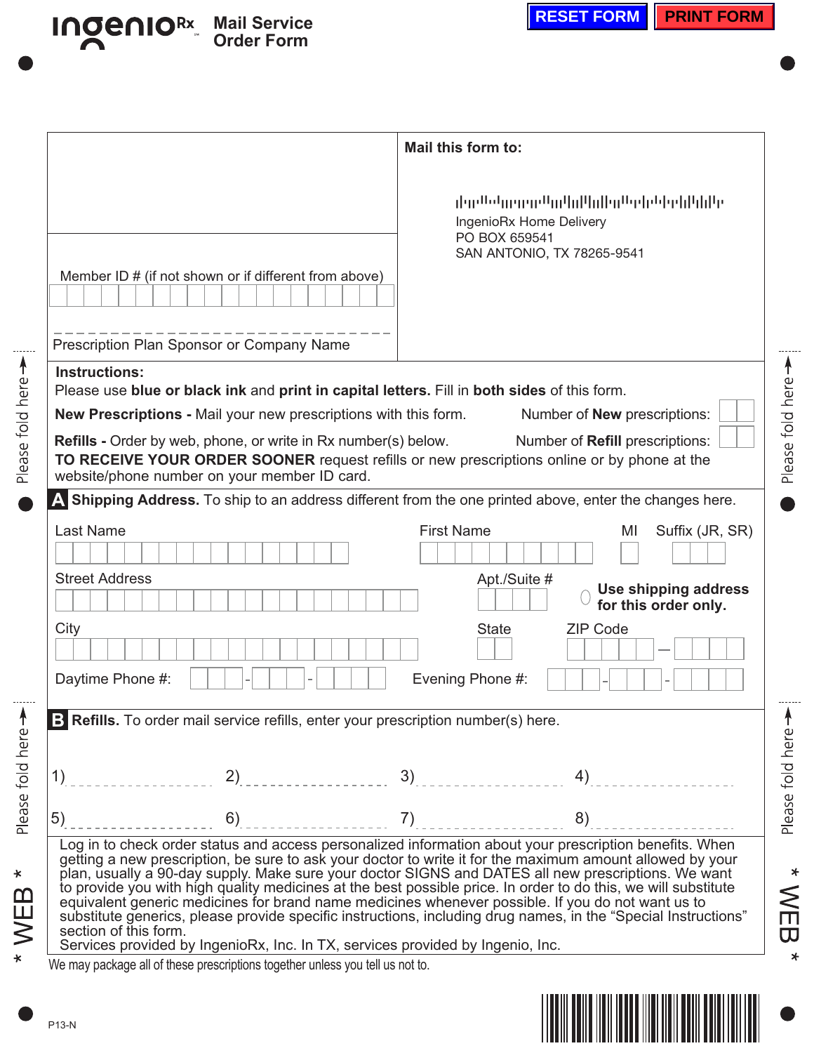# IngenioRx Mail Service Order Form

RESET FORM | PRINT FORM

Member ID # (if not shown or if different from above)

Prescription Plan Sponsor or Company Name

**Mail this form to:**

IngenioRx Home Delivery
PO BOX 659541
SAN ANTONIO, TX 78265-9541

**Instructions:**
Please use **blue or black ink** and **print in capital letters.** Fill in **both sides** of this form.

**New Prescriptions -** Mail your new prescriptions with this form. Number of **New** prescriptions:

**Refills -** Order by web, phone, or write in Rx number(s) below. Number of **Refill** prescriptions:

**TO RECEIVE YOUR ORDER SOONER** request refills or new prescriptions online or by phone at the website/phone number on your member ID card.

## A Shipping Address.

To ship to an address different from the one printed above, enter the changes here.

Last Name | First Name | MI | Suffix (JR, SR)

Street Address | Apt./Suite # | Use shipping address for this order only.

City | State | ZIP Code

Daytime Phone #: | Evening Phone #:

## B Refills.

To order mail service refills, enter your prescription number(s) here.

1) 2) 3) 4)

5) 6) 7) 8)

Log in to check order status and access personalized information about your prescription benefits. When getting a new prescription, be sure to ask your doctor to write it for the maximum amount allowed by your plan, usually a 90-day supply. Make sure your doctor SIGNS and DATES all new prescriptions. We want to provide you with high quality medicines at the best possible price. In order to do this, we will substitute equivalent generic medicines for brand name medicines whenever possible. If you do not want us to substitute generics, please provide specific instructions, including drug names, in the "Special Instructions" section of this form.
Services provided by IngenioRx, Inc. In TX, services provided by Ingenio, Inc.

We may package all of these prescriptions together unless you tell us not to.

P13-N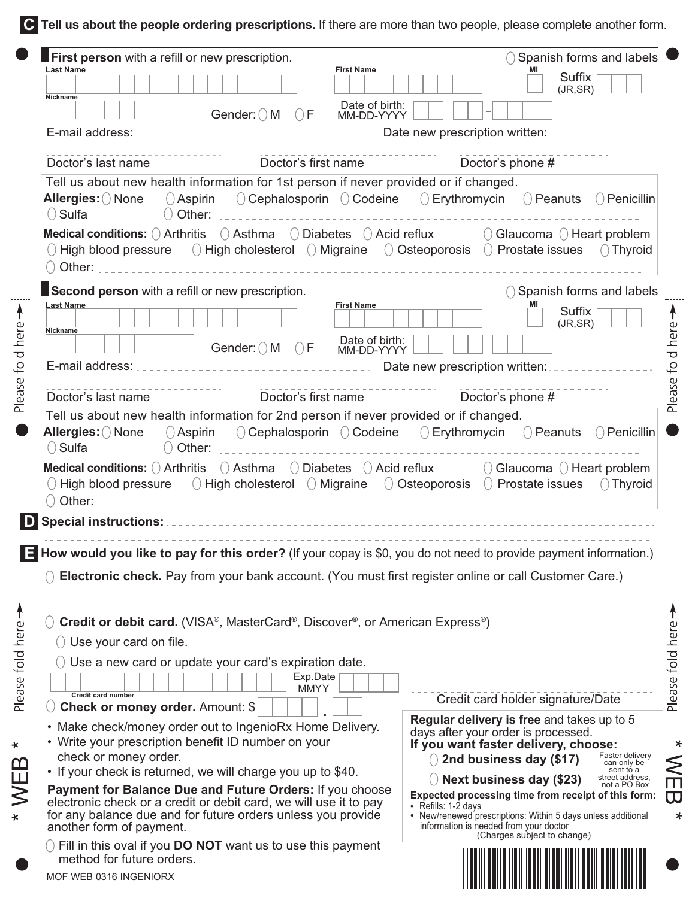## C Tell us about the people ordering prescriptions. If there are more than two people, please complete another form.

**First person** with a refill or new prescription. ◯ Spanish forms and labels

Last Name ______ First Name ______ MI ___ Suffix (JR,SR) ___

Nickname ______ Gender: ◯ M ◯ F Date of birth: MM-DD-YYYY ___-___-_____

E-mail address: ______ Date new prescription written: ______

Doctor's last name ______ Doctor's first name ______ Doctor's phone # ______

Tell us about new health information for 1st person if never provided or if changed.

**Allergies:** ◯ None ◯ Aspirin ◯ Cephalosporin ◯ Codeine ◯ Erythromycin ◯ Peanuts ◯ Penicillin ◯ Sulfa ◯ Other: ______

**Medical conditions:** ◯ Arthritis ◯ Asthma ◯ Diabetes ◯ Acid reflux ◯ Glaucoma ◯ Heart problem ◯ High blood pressure ◯ High cholesterol ◯ Migraine ◯ Osteoporosis ◯ Prostate issues ◯ Thyroid ◯ Other: ______

**Second person** with a refill or new prescription. ◯ Spanish forms and labels

Last Name ______ First Name ______ MI ___ Suffix (JR,SR) ___

Nickname ______ Gender: ◯ M ◯ F Date of birth: MM-DD-YYYY ___-___-_____

E-mail address: ______ Date new prescription written: ______

Doctor's last name ______ Doctor's first name ______ Doctor's phone # ______

Tell us about new health information for 2nd person if never provided or if changed.

**Allergies:** ◯ None ◯ Aspirin ◯ Cephalosporin ◯ Codeine ◯ Erythromycin ◯ Peanuts ◯ Penicillin ◯ Sulfa ◯ Other: ______

**Medical conditions:** ◯ Arthritis ◯ Asthma ◯ Diabetes ◯ Acid reflux ◯ Glaucoma ◯ Heart problem ◯ High blood pressure ◯ High cholesterol ◯ Migraine ◯ Osteoporosis ◯ Prostate issues ◯ Thyroid ◯ Other: ______

## D Special instructions: ______

## E How would you like to pay for this order? (If your copay is $0, you do not need to provide payment information.)

◯ **Electronic check.** Pay from your bank account. (You must first register online or call Customer Care.)

◯ **Credit or debit card.** (VISA®, MasterCard®, Discover®, or American Express®)

◯ Use your card on file.

◯ Use a new card or update your card's expiration date.

Credit card number ______ Exp.Date MMYY ______

Credit card holder signature/Date ______

◯ **Check or money order.** Amount: $ ____.__

- Make check/money order out to IngenioRx Home Delivery.
- Write your prescription benefit ID number on your check or money order.
- If your check is returned, we will charge you up to $40.

**Payment for Balance Due and Future Orders:** If you choose electronic check or a credit or debit card, we will use it to pay for any balance due and for future orders unless you provide another form of payment.

◯ Fill in this oval if you **DO NOT** want us to use this payment method for future orders.

**Regular delivery is free** and takes up to 5 days after your order is processed.
**If you want faster delivery, choose:**

◯ **2nd business day ($17)**

◯ **Next business day ($23)**

Faster delivery can only be sent to a street address, not a PO Box

**Expected processing time from receipt of this form:**

- Refills: 1-2 days
- New/renewed prescriptions: Within 5 days unless additional information is needed from your doctor

(Charges subject to change)

MOF WEB 0316 INGENIORX